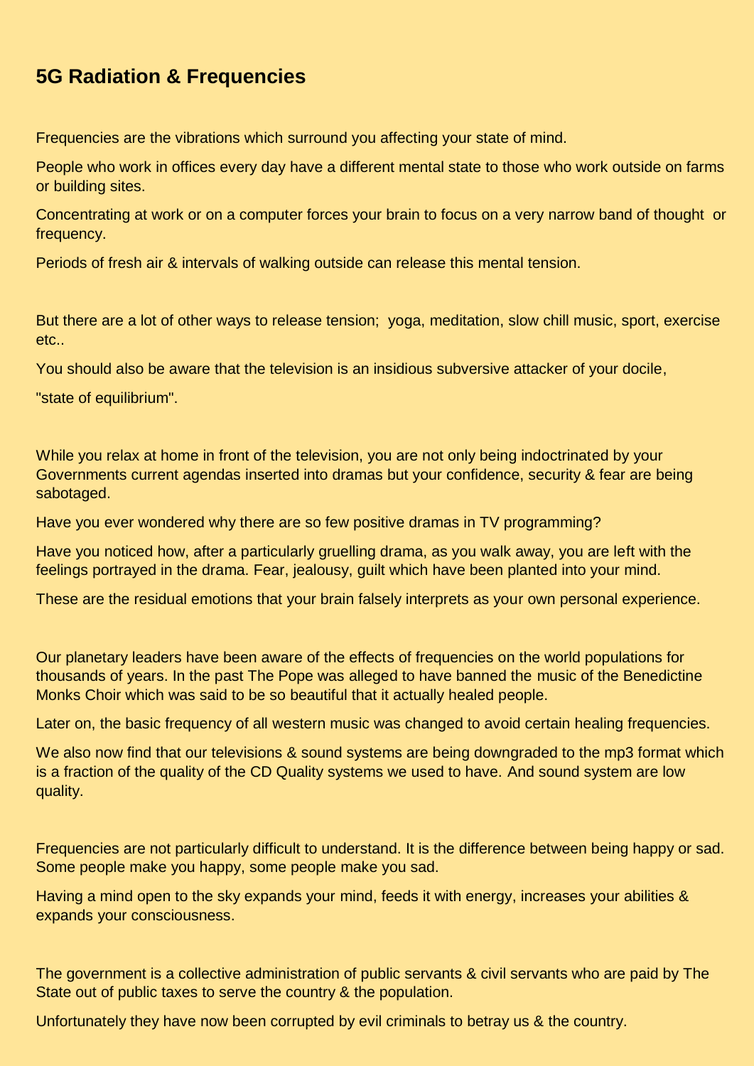## 5G Radiation & Frequencies

Frequencies are the vibrations which surround you affecting your state of mind.

People who work in offices every day have a different mental state to those who work outside on farms or building sites.

Concentrating at work or on a computer forces your brain to focus on a very narrow band of thought or frequency.

Periods of fresh air & intervals of walking outside can release this mental tension.

But there are a lot of other ways to release tension; yoga, meditation, slow chill music, sport, exercise etc..

You should also be aware that the television is an insidious subversive attacker of your docile,

"state of equilibrium".

While you relax at home in front of the television, you are not only being indoctrinated by your Governments current agendas inserted into dramas but your confidence, security & fear are being sabotaged.

Have you ever wondered why there are so few positive dramas in TV programming?

Have you noticed how, after a particularly gruelling drama, as you walk away, you are left with the feelings portrayed in the drama. Fear, jealousy, guilt which have been planted into your mind.

These are the residual emotions that your brain falsely interprets as your own personal experience.

Our planetary leaders have been aware of the effects of frequencies on the world populations for thousands of years. In the past The Pope was alleged to have banned the music of the Benedictine Monks Choir which was said to be so beautiful that it actually healed people.

Later on, the basic frequency of all western music was changed to avoid certain healing frequencies.

We also now find that our televisions & sound systems are being downgraded to the mp3 format which is a fraction of the quality of the CD Quality systems we used to have. And sound system are low quality.

Frequencies are not particularly difficult to understand. It is the difference between being happy or sad. Some people make you happy, some people make you sad.

Having a mind open to the sky expands your mind, feeds it with energy, increases your abilities & expands your consciousness.

The government is a collective administration of public servants & civil servants who are paid by The State out of public taxes to serve the country & the population.

Unfortunately they have now been corrupted by evil criminals to betray us & the country.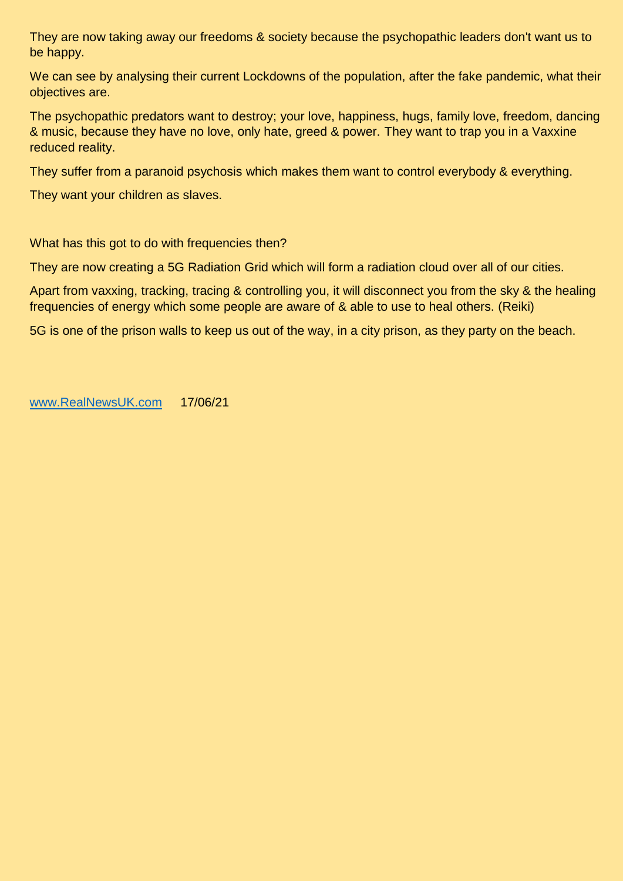They are now taking away our freedoms & society because the psychopathic leaders don't want us to be happy.

We can see by analysing their current Lockdowns of the population, after the fake pandemic, what their objectives are.

The psychopathic predators want to destroy; your love, happiness, hugs, family love, freedom, dancing & music, because they have no love, only hate, greed & power. They want to trap you in a Vaxxine reduced reality.

They suffer from a paranoid psychosis which makes them want to control everybody & everything.

They want your children as slaves.

What has this got to do with frequencies then?

They are now creating a 5G Radiation Grid which will form a radiation cloud over all of our cities.

Apart from vaxxing, tracking, tracing & controlling you, it will disconnect you from the sky & the healing frequencies of energy which some people are aware of & able to use to heal others. (Reiki)

5G is one of the prison walls to keep us out of the way, in a city prison, as they party on the beach.

www.RealNewsUK.com 17/06/21